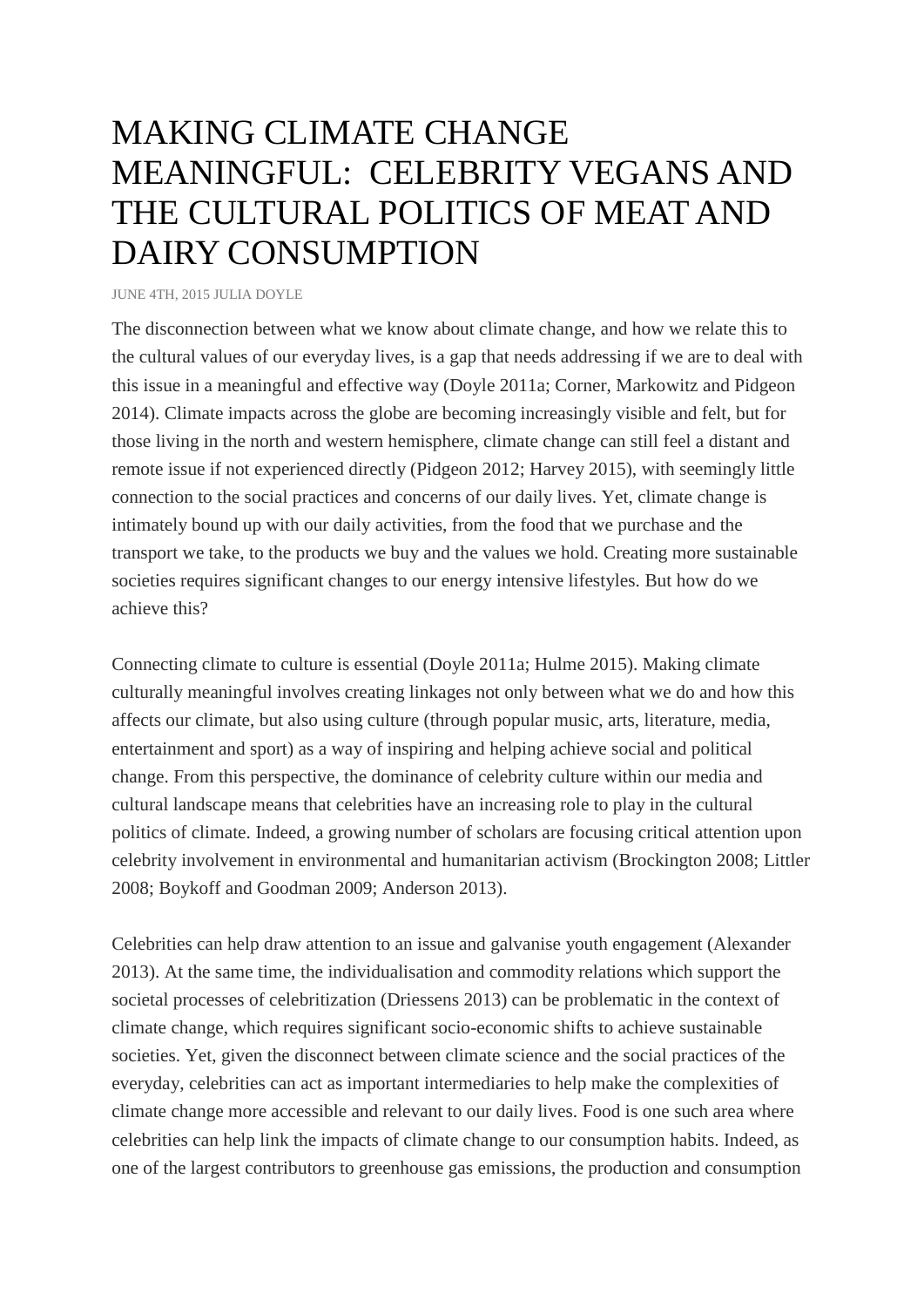# MAKING CLIMATE CHANGE MEANINGFUL: CELEBRITY VEGANS AND THE CULTURAL POLITICS OF MEAT AND DAIRY CONSUMPTION

JUNE 4TH, 2015 JULIA DOYLE

The disconnection between what we know about climate change, and how we relate this to the cultural values of our everyday lives, is a gap that needs addressing if we are to deal with this issue in a meaningful and effective way (Doyle 2011a; Corner, Markowitz and Pidgeon 2014). Climate impacts across the globe are becoming increasingly visible and felt, but for those living in the north and western hemisphere, climate change can still feel a distant and remote issue if not experienced directly (Pidgeon 2012; Harvey 2015), with seemingly little connection to the social practices and concerns of our daily lives. Yet, climate change is intimately bound up with our daily activities, from the food that we purchase and the transport we take, to the products we buy and the values we hold. Creating more sustainable societies requires significant changes to our energy intensive lifestyles. But how do we achieve this?

Connecting climate to culture is essential (Doyle 2011a; Hulme 2015). Making climate culturally meaningful involves creating linkages not only between what we do and how this affects our climate, but also using culture (through popular music, arts, literature, media, entertainment and sport) as a way of inspiring and helping achieve social and political change. From this perspective, the dominance of celebrity culture within our media and cultural landscape means that celebrities have an increasing role to play in the cultural politics of climate. Indeed, a growing number of scholars are focusing critical attention upon celebrity involvement in environmental and humanitarian activism (Brockington 2008; Littler 2008; Boykoff and Goodman 2009; Anderson 2013).

Celebrities can help draw attention to an issue and galvanise youth engagement (Alexander 2013). At the same time, the individualisation and commodity relations which support the societal processes of celebritization (Driessens 2013) can be problematic in the context of climate change, which requires significant socio-economic shifts to achieve sustainable societies. Yet, given the disconnect between climate science and the social practices of the everyday, celebrities can act as important intermediaries to help make the complexities of climate change more accessible and relevant to our daily lives. Food is one such area where celebrities can help link the impacts of climate change to our consumption habits. Indeed, as one of the largest contributors to greenhouse gas emissions, the production and consumption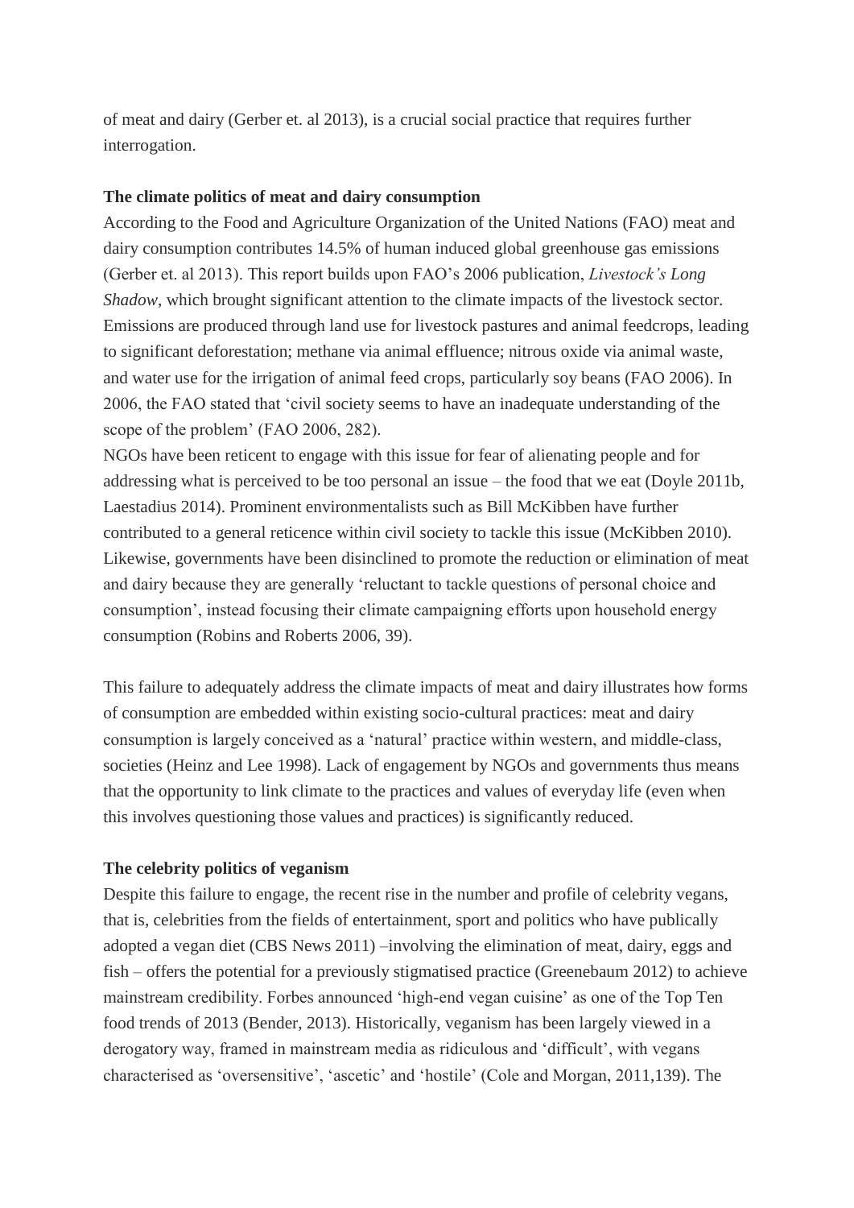of meat and dairy (Gerber et. al 2013), is a crucial social practice that requires further interrogation.

**The climate politics of meat and dairy consumption**

According to the Food and Agriculture Organization of the United Nations (FAO) meat and dairy consumption contributes 14.5% of human induced global greenhouse gas emissions (Gerber et. al 2013). This report builds upon FAO's 2006 publication, *Livestock's Long Shadow*, which brought significant attention to the climate impacts of the livestock sector. Emissions are produced through land use for livestock pastures and animal feedcrops, leading to significant deforestation; methane via animal effluence; nitrous oxide via animal waste, and water use for the irrigation of animal feed crops, particularly soy beans (FAO 2006). In 2006, the FAO stated that 'civil society seems to have an inadequate understanding of the scope of the problem' (FAO 2006, 282).

NGOs have been reticent to engage with this issue for fear of alienating people and for addressing what is perceived to be too personal an issue – the food that we eat (Doyle 2011b, Laestadius 2014). Prominent environmentalists such as Bill McKibben have further contributed to a general reticence within civil society to tackle this issue (McKibben 2010). Likewise, governments have been disinclined to promote the reduction or elimination of meat and dairy because they are generally 'reluctant to tackle questions of personal choice and consumption', instead focusing their climate campaigning efforts upon household energy consumption (Robins and Roberts 2006, 39).

This failure to adequately address the climate impacts of meat and dairy illustrates how forms of consumption are embedded within existing socio-cultural practices: meat and dairy consumption is largely conceived as a 'natural' practice within western, and middle-class, societies (Heinz and Lee 1998). Lack of engagement by NGOs and governments thus means that the opportunity to link climate to the practices and values of everyday life (even when this involves questioning those values and practices) is significantly reduced.

**The celebrity politics of veganism**

Despite this failure to engage, the recent rise in the number and profile of celebrity vegans, that is, celebrities from the fields of entertainment, sport and politics who have publically adopted a vegan diet (CBS News 2011) –involving the elimination of meat, dairy, eggs and fish – offers the potential for a previously stigmatised practice (Greenebaum 2012) to achieve mainstream credibility. Forbes announced 'high-end vegan cuisine' as one of the Top Ten food trends of 2013 (Bender, 2013). Historically, veganism has been largely viewed in a derogatory way, framed in mainstream media as ridiculous and 'difficult', with vegans characterised as 'oversensitive', 'ascetic' and 'hostile' (Cole and Morgan, 2011,139). The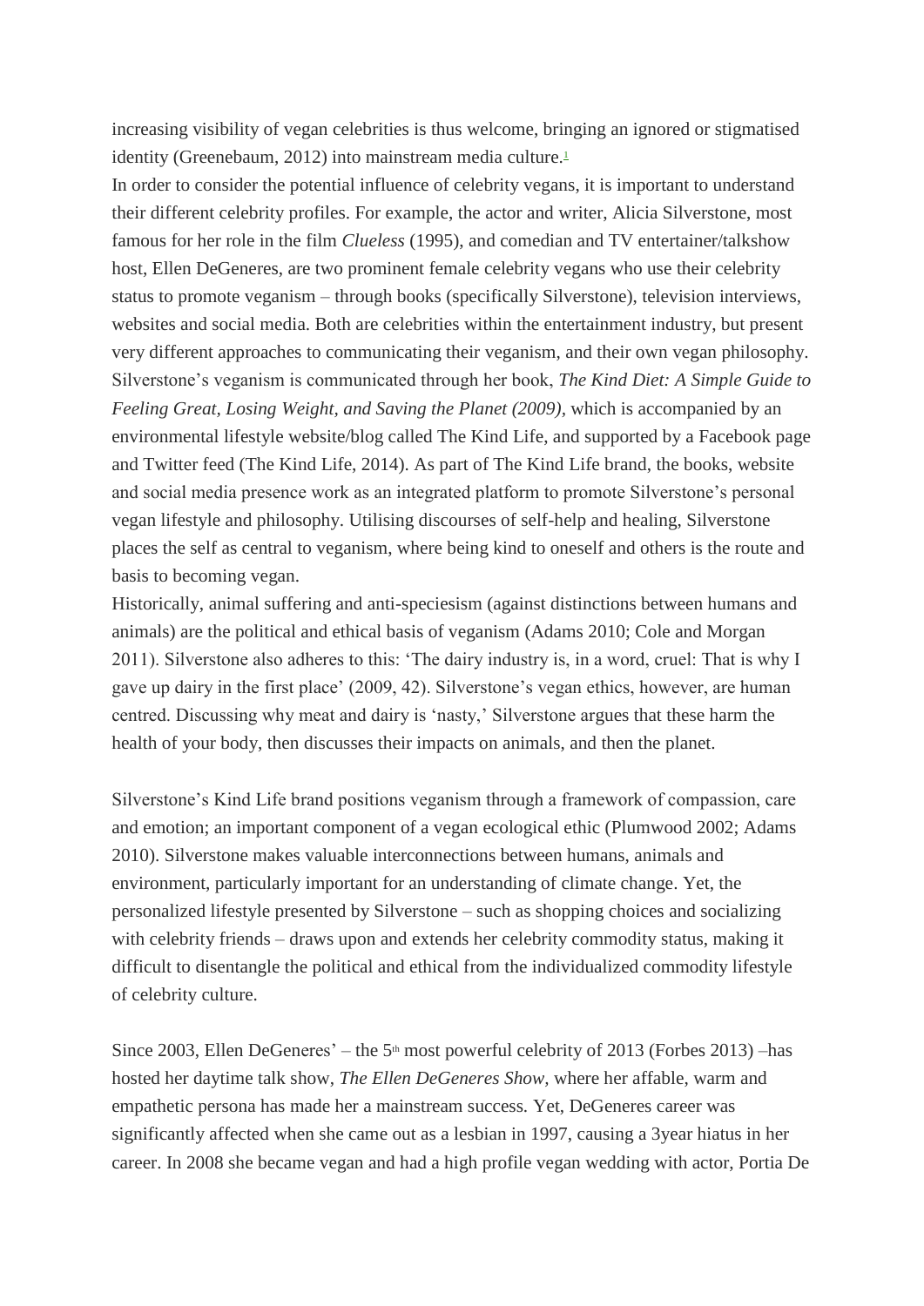increasing visibility of vegan celebrities is thus welcome, bringing an ignored or stigmatised identity (Greenebaum, 2012) into mainstream media culture.[1]

In order to consider the potential influence of celebrity vegans, it is important to understand their different celebrity profiles. For example, the actor and writer, Alicia Silverstone, most famous for her role in the film *Clueless* (1995), and comedian and TV entertainer/talkshow host, Ellen DeGeneres, are two prominent female celebrity vegans who use their celebrity status to promote veganism – through books (specifically Silverstone), television interviews, websites and social media. Both are celebrities within the entertainment industry, but present very different approaches to communicating their veganism, and their own vegan philosophy. Silverstone's veganism is communicated through her book, *The Kind Diet: A Simple Guide to Feeling Great, Losing Weight, and Saving the Planet (2009)*, which is accompanied by an environmental lifestyle website/blog called The Kind Life, and supported by a Facebook page and Twitter feed (The Kind Life, 2014). As part of The Kind Life brand, the books, website and social media presence work as an integrated platform to promote Silverstone's personal vegan lifestyle and philosophy. Utilising discourses of self-help and healing, Silverstone places the self as central to veganism, where being kind to oneself and others is the route and basis to becoming vegan.

Historically, animal suffering and anti-speciesism (against distinctions between humans and animals) are the political and ethical basis of veganism (Adams 2010; Cole and Morgan 2011). Silverstone also adheres to this: 'The dairy industry is, in a word, cruel: That is why I gave up dairy in the first place' (2009, 42). Silverstone's vegan ethics, however, are human centred. Discussing why meat and dairy is 'nasty,' Silverstone argues that these harm the health of your body, then discusses their impacts on animals, and then the planet.

Silverstone's Kind Life brand positions veganism through a framework of compassion, care and emotion; an important component of a vegan ecological ethic (Plumwood 2002; Adams 2010). Silverstone makes valuable interconnections between humans, animals and environment, particularly important for an understanding of climate change. Yet, the personalized lifestyle presented by Silverstone – such as shopping choices and socializing with celebrity friends – draws upon and extends her celebrity commodity status, making it difficult to disentangle the political and ethical from the individualized commodity lifestyle of celebrity culture.

Since 2003, Ellen DeGeneres' – the 5th most powerful celebrity of 2013 (Forbes 2013) –has hosted her daytime talk show, *The Ellen DeGeneres Show*, where her affable, warm and empathetic persona has made her a mainstream success. Yet, DeGeneres career was significantly affected when she came out as a lesbian in 1997, causing a 3year hiatus in her career. In 2008 she became vegan and had a high profile vegan wedding with actor, Portia De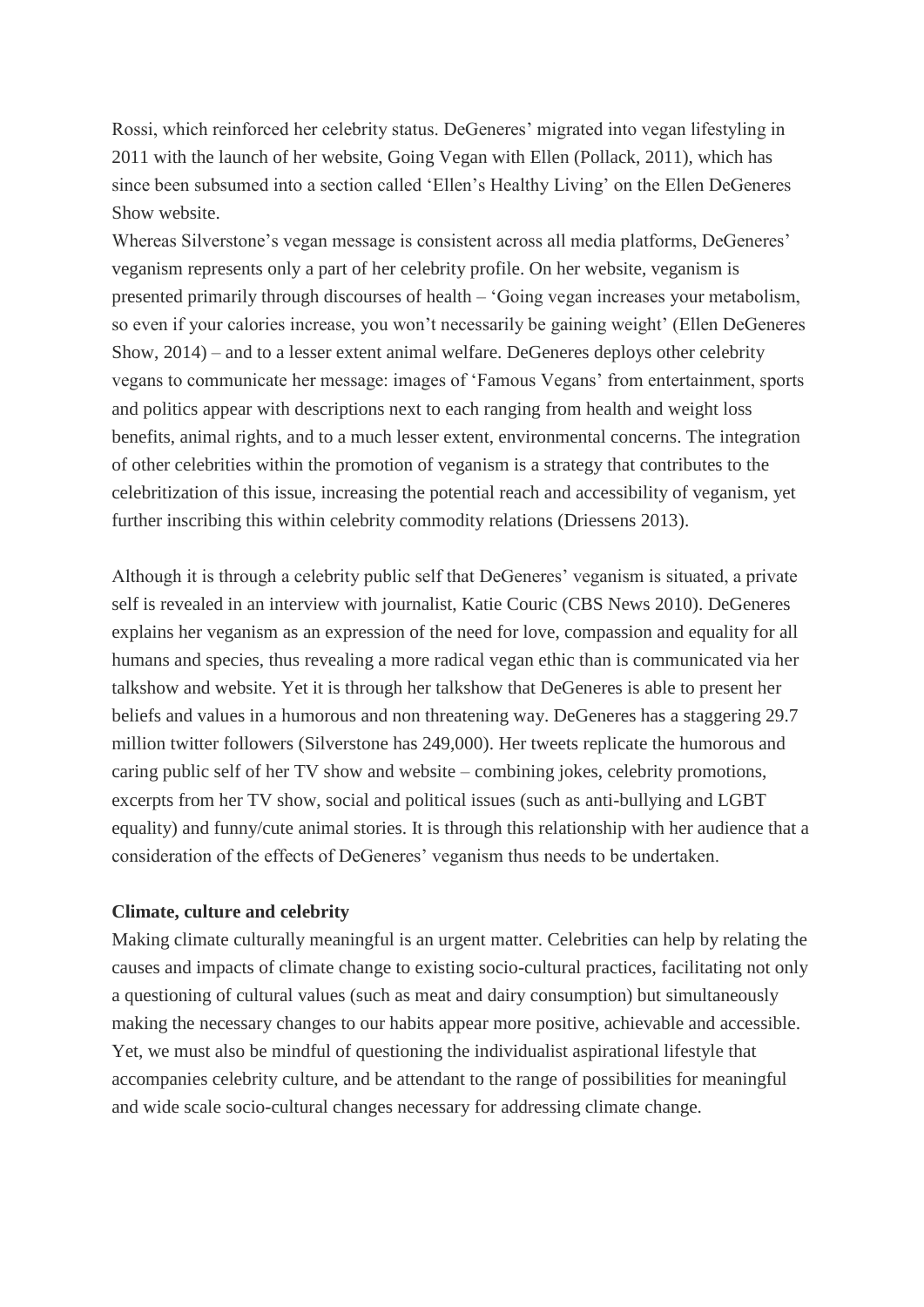Rossi, which reinforced her celebrity status. DeGeneres' migrated into vegan lifestyling in 2011 with the launch of her website, Going Vegan with Ellen (Pollack, 2011), which has since been subsumed into a section called 'Ellen's Healthy Living' on the Ellen DeGeneres Show website.

Whereas Silverstone's vegan message is consistent across all media platforms, DeGeneres' veganism represents only a part of her celebrity profile. On her website, veganism is presented primarily through discourses of health – 'Going vegan increases your metabolism, so even if your calories increase, you won't necessarily be gaining weight' (Ellen DeGeneres Show, 2014) – and to a lesser extent animal welfare. DeGeneres deploys other celebrity vegans to communicate her message: images of 'Famous Vegans' from entertainment, sports and politics appear with descriptions next to each ranging from health and weight loss benefits, animal rights, and to a much lesser extent, environmental concerns. The integration of other celebrities within the promotion of veganism is a strategy that contributes to the celebritization of this issue, increasing the potential reach and accessibility of veganism, yet further inscribing this within celebrity commodity relations (Driessens 2013).

Although it is through a celebrity public self that DeGeneres' veganism is situated, a private self is revealed in an interview with journalist, Katie Couric (CBS News 2010). DeGeneres explains her veganism as an expression of the need for love, compassion and equality for all humans and species, thus revealing a more radical vegan ethic than is communicated via her talkshow and website. Yet it is through her talkshow that DeGeneres is able to present her beliefs and values in a humorous and non threatening way. DeGeneres has a staggering 29.7 million twitter followers (Silverstone has 249,000). Her tweets replicate the humorous and caring public self of her TV show and website – combining jokes, celebrity promotions, excerpts from her TV show, social and political issues (such as anti-bullying and LGBT equality) and funny/cute animal stories. It is through this relationship with her audience that a consideration of the effects of DeGeneres' veganism thus needs to be undertaken.

**Climate, culture and celebrity**

Making climate culturally meaningful is an urgent matter. Celebrities can help by relating the causes and impacts of climate change to existing socio-cultural practices, facilitating not only a questioning of cultural values (such as meat and dairy consumption) but simultaneously making the necessary changes to our habits appear more positive, achievable and accessible. Yet, we must also be mindful of questioning the individualist aspirational lifestyle that accompanies celebrity culture, and be attendant to the range of possibilities for meaningful and wide scale socio-cultural changes necessary for addressing climate change.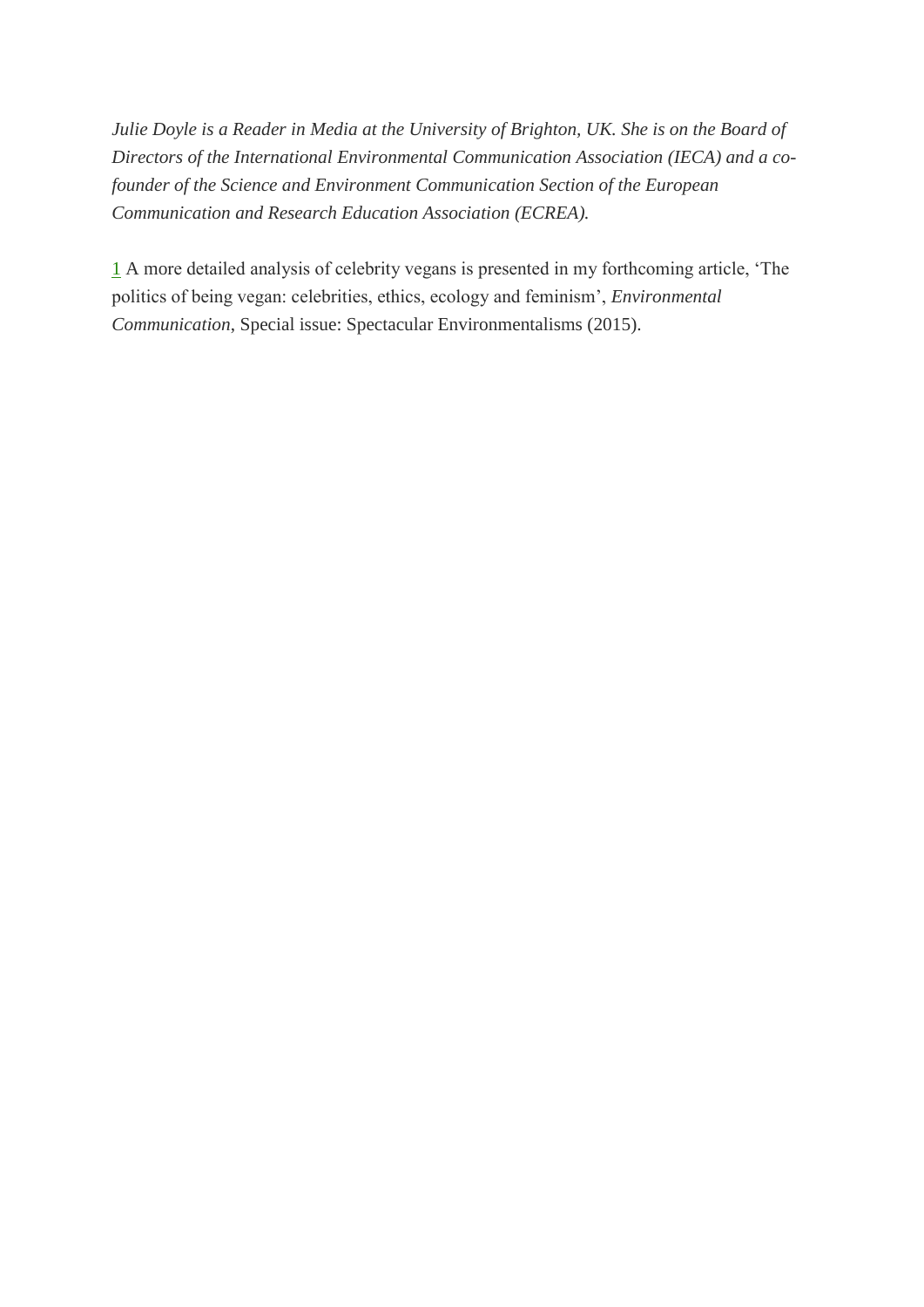*Julie Doyle is a Reader in Media at the University of Brighton, UK. She is on the Board of Directors of the International Environmental Communication Association (IECA) and a co-founder of the Science and Environment Communication Section of the European Communication and Research Education Association (ECREA).*

[1] A more detailed analysis of celebrity vegans is presented in my forthcoming article, 'The politics of being vegan: celebrities, ethics, ecology and feminism', *Environmental Communication*, Special issue: Spectacular Environmentalisms (2015).